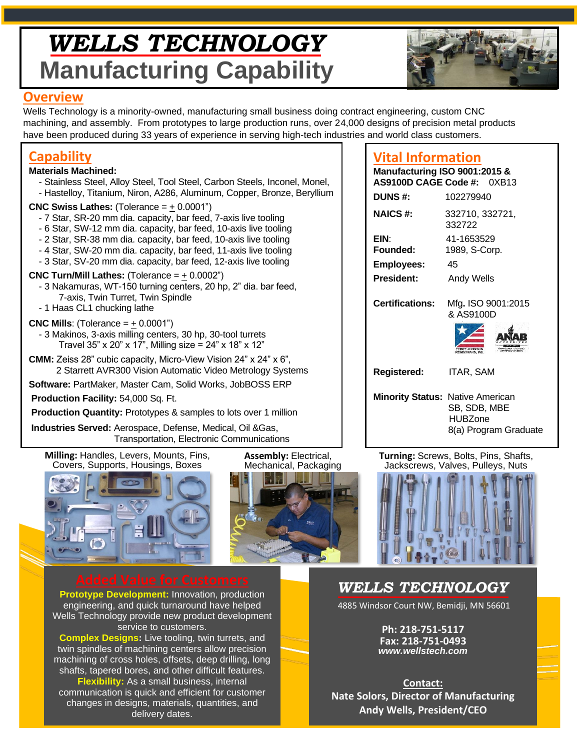# WELLS TECHNOLOGY
# Manufacturing Capability

## Overview

Wells Technology is a minority-owned, manufacturing small business doing contract engineering, custom CNC machining, and assembly. From prototypes to large production runs, over 24,000 designs of precision metal products have been produced during 33 years of experience in serving high-tech industries and world class customers.

## Capability

**Materials Machined:**

- Stainless Steel, Alloy Steel, Tool Steel, Carbon Steels, Inconel, Monel,
- Hastelloy, Titanium, Niron, A286, Aluminum, Copper, Bronze, Beryllium

**CNC Swiss Lathes:** (Tolerance = ± 0.0001")

- 7 Star, SR-20 mm dia. capacity, bar feed, 7-axis live tooling
- 6 Star, SW-12 mm dia. capacity, bar feed, 10-axis live tooling
- 2 Star, SR-38 mm dia. capacity, bar feed, 10-axis live tooling
- 4 Star, SW-20 mm dia. capacity, bar feed, 11-axis live tooling
- 3 Star, SV-20 mm dia. capacity, bar feed, 12-axis live tooling

**CNC Turn/Mill Lathes:** (Tolerance = ± 0.0002")

- 3 Nakamuras, WT-150 turning centers, 20 hp, 2" dia. bar feed, 7-axis, Twin Turret, Twin Spindle
- 1 Haas CL1 chucking lathe

**CNC Mills**: (Tolerance = ± 0.0001")

- 3 Makinos, 3-axis milling centers, 30 hp, 30-tool turrets Travel 35" x 20" x 17", Milling size = 24" x 18" x 12"

**CMM:** Zeiss 28" cubic capacity, Micro-View Vision 24" x 24" x 6", 2 Starrett AVR300 Vision Automatic Video Metrology Systems

**Software:** PartMaker, Master Cam, Solid Works, JobBOSS ERP

**Production Facility:** 54,000 Sq. Ft.

**Production Quantity:** Prototypes & samples to lots over 1 million

**Industries Served:** Aerospace, Defense, Medical, Oil &Gas, Transportation, Electronic Communications

## Vital Information

**Manufacturing ISO 9001:2015 & AS9100D CAGE Code #:** 0XB13

**DUNS #:** 102279940

**NAICS #:** 332710, 332721, 332722

**EIN:** 41-1653529

**Founded:** 1989, S-Corp.

**Employees:** 45

**President:** Andy Wells

**Certifications:** Mfg. ISO 9001:2015 & AS9100D

**Registered:** ITAR, SAM

**Minority Status:** Native American SB, SDB, MBE HUBZone 8(a) Program Graduate

**Milling:** Handles, Levers, Mounts, Fins, Covers, Supports, Housings, Boxes

**Assembly:** Electrical, Mechanical, Packaging

**Turning:** Screws, Bolts, Pins, Shafts, Jackscrews, Valves, Pulleys, Nuts

## Added Value for Customers

**Prototype Development:** Innovation, production engineering, and quick turnaround have helped Wells Technology provide new product development service to customers.

**Complex Designs:** Live tooling, twin turrets, and twin spindles of machining centers allow precision machining of cross holes, offsets, deep drilling, long shafts, tapered bores, and other difficult features.

**Flexibility:** As a small business, internal communication is quick and efficient for customer changes in designs, materials, quantities, and delivery dates.

## WELLS TECHNOLOGY

4885 Windsor Court NW, Bemidji, MN 56601

**Ph: 218-751-5117**
**Fax: 218-751-0493**
***www.wellstech.com***

**Contact:**
**Nate Solors, Director of Manufacturing**
**Andy Wells, President/CEO**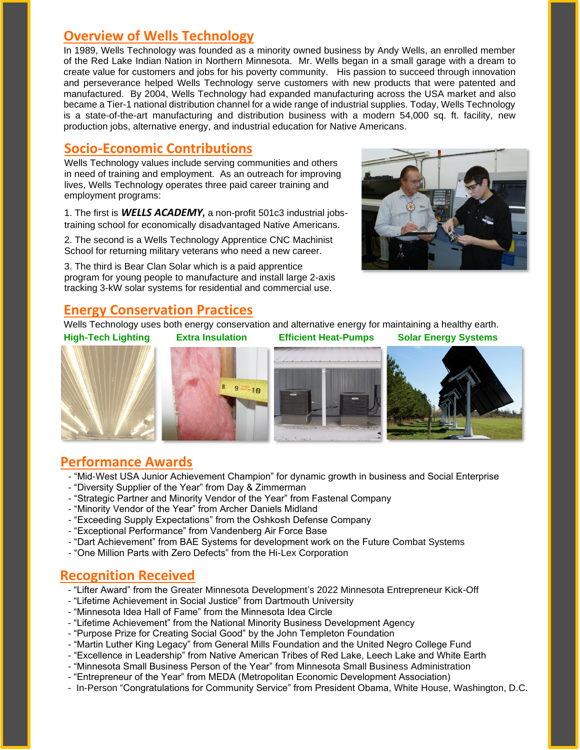## Overview of Wells Technology

In 1989, Wells Technology was founded as a minority owned business by Andy Wells, an enrolled member of the Red Lake Indian Nation in Northern Minnesota. Mr. Wells began in a small garage with a dream to create value for customers and jobs for his poverty community. His passion to succeed through innovation and perseverance helped Wells Technology serve customers with new products that were patented and manufactured. By 2004, Wells Technology had expanded manufacturing across the USA market and also became a Tier-1 national distribution channel for a wide range of industrial supplies. Today, Wells Technology is a state-of-the-art manufacturing and distribution business with a modern 54,000 sq. ft. facility, new production jobs, alternative energy, and industrial education for Native Americans.

## Socio-Economic Contributions

Wells Technology values include serving communities and others in need of training and employment. As an outreach for improving lives, Wells Technology operates three paid career training and employment programs:

1. The first is ***WELLS ACADEMY,*** a non-profit 501c3 industrial jobs-training school for economically disadvantaged Native Americans.

2. The second is a Wells Technology Apprentice CNC Machinist School for returning military veterans who need a new career.

3. The third is Bear Clan Solar which is a paid apprentice program for young people to manufacture and install large 2-axis tracking 3-kW solar systems for residential and commercial use.

## Energy Conservation Practices

Wells Technology uses both energy conservation and alternative energy for maintaining a healthy earth.

**High-Tech Lighting** **Extra Insulation** **Efficient Heat-Pumps** **Solar Energy Systems**

## Performance Awards

- "Mid-West USA Junior Achievement Champion" for dynamic growth in business and Social Enterprise
- "Diversity Supplier of the Year" from Day & Zimmerman
- "Strategic Partner and Minority Vendor of the Year" from Fastenal Company
- "Minority Vendor of the Year" from Archer Daniels Midland
- "Exceeding Supply Expectations" from the Oshkosh Defense Company
- "Exceptional Performance" from Vandenberg Air Force Base
- "Dart Achievement" from BAE Systems for development work on the Future Combat Systems
- "One Million Parts with Zero Defects" from the Hi-Lex Corporation

## Recognition Received

- "Lifter Award" from the Greater Minnesota Development's 2022 Minnesota Entrepreneur Kick-Off
- "Lifetime Achievement in Social Justice" from Dartmouth University
- "Minnesota Idea Hall of Fame" from the Minnesota Idea Circle
- "Lifetime Achievement" from the National Minority Business Development Agency
- "Purpose Prize for Creating Social Good" by the John Templeton Foundation
- "Martin Luther King Legacy" from General Mills Foundation and the United Negro College Fund
- "Excellence in Leadership" from Native American Tribes of Red Lake, Leech Lake and White Earth
- "Minnesota Small Business Person of the Year" from Minnesota Small Business Administration
- "Entrepreneur of the Year" from MEDA (Metropolitan Economic Development Association)
- In-Person "Congratulations for Community Service" from President Obama, White House, Washington, D.C.